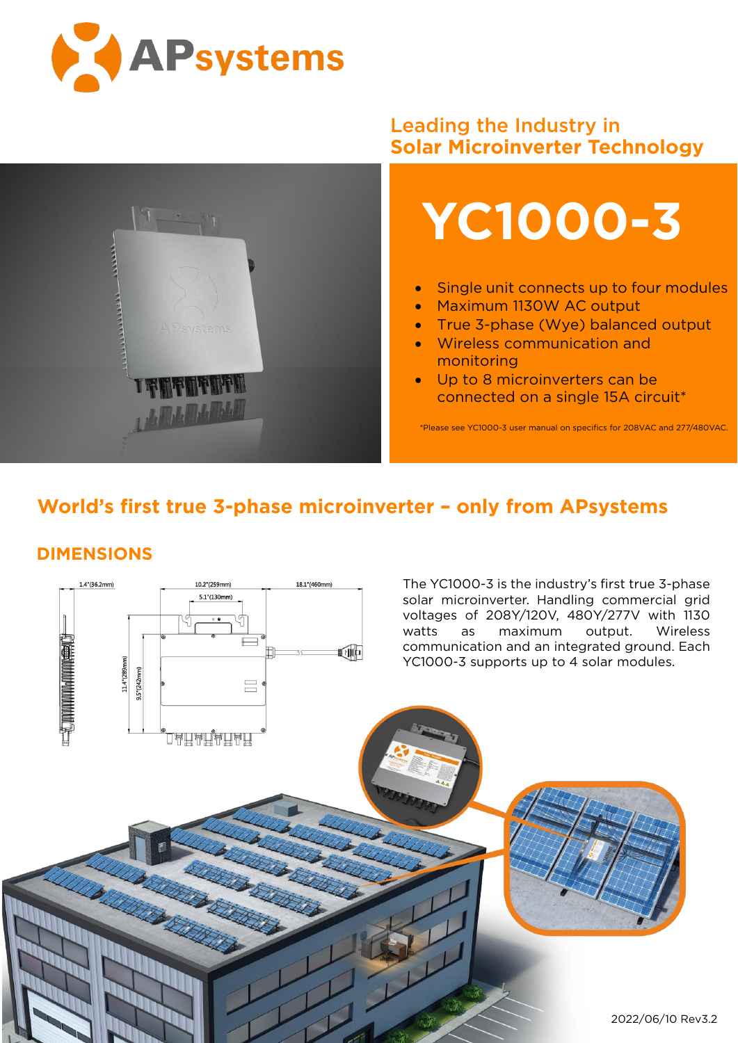# APsystems

## Leading the Industry in Solar Microinverter Technology

# YC1000-3

- Single unit connects up to four modules
- Maximum 1130W AC output
- True 3-phase (Wye) balanced output
- Wireless communication and monitoring
- Up to 8 microinverters can be connected on a single 15A circuit*

*Please see YC1000-3 user manual on specifics for 208VAC and 277/480VAC.

## World's first true 3-phase microinverter – only from APsystems

### DIMENSIONS

1.4"(36.2mm)

10.2"(259mm)

5.1"(130mm)

18.1"(460mm)

11.4"(289mm)

9.5"(242mm)

The YC1000-3 is the industry's first true 3-phase solar microinverter. Handling commercial grid voltages of 208Y/120V, 480Y/277V with 1130 watts as maximum output. Wireless communication and an integrated ground. Each YC1000-3 supports up to 4 solar modules.

2022/06/10 Rev3.2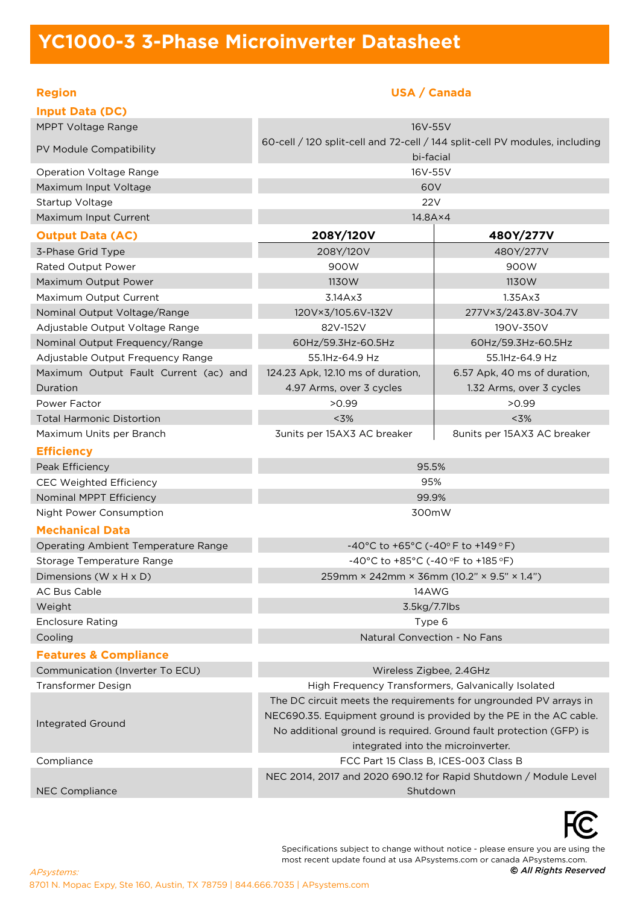# YC1000-3 3-Phase Microinverter Datasheet

| Region | USA / Canada | |
|---|---|---|
| **Input Data (DC)** | | |
| MPPT Voltage Range | 16V-55V | |
| PV Module Compatibility | 60-cell / 120 split-cell and 72-cell / 144 split-cell PV modules, including bi-facial | |
| Operation Voltage Range | 16V-55V | |
| Maximum Input Voltage | 60V | |
| Startup Voltage | 22V | |
| Maximum Input Current | 14.8A×4 | |
| **Output Data (AC)** | **208Y/120V** | **480Y/277V** |
| 3-Phase Grid Type | 208Y/120V | 480Y/277V |
| Rated Output Power | 900W | 900W |
| Maximum Output Power | 1130W | 1130W |
| Maximum Output Current | 3.14Ax3 | 1.35Ax3 |
| Nominal Output Voltage/Range | 120V×3/105.6V-132V | 277V×3/243.8V-304.7V |
| Adjustable Output Voltage Range | 82V-152V | 190V-350V |
| Nominal Output Frequency/Range | 60Hz/59.3Hz-60.5Hz | 60Hz/59.3Hz-60.5Hz |
| Adjustable Output Frequency Range | 55.1Hz-64.9 Hz | 55.1Hz-64.9 Hz |
| Maximum Output Fault Current (ac) and Duration | 124.23 Apk, 12.10 ms of duration, 4.97 Arms, over 3 cycles | 6.57 Apk, 40 ms of duration, 1.32 Arms, over 3 cycles |
| Power Factor | >0.99 | >0.99 |
| Total Harmonic Distortion | <3% | <3% |
| Maximum Units per Branch | 3units per 15AX3 AC breaker | 8units per 15AX3 AC breaker |
| **Efficiency** | | |
| Peak Efficiency | 95.5% | |
| CEC Weighted Efficiency | 95% | |
| Nominal MPPT Efficiency | 99.9% | |
| Night Power Consumption | 300mW | |
| **Mechanical Data** | | |
| Operating Ambient Temperature Range | -40°C to +65°C (-40°F to +149°F) | |
| Storage Temperature Range | -40°C to +85°C (-40°F to +185°F) | |
| Dimensions (W x H x D) | 259mm × 242mm × 36mm (10.2" × 9.5" × 1.4") | |
| AC Bus Cable | 14AWG | |
| Weight | 3.5kg/7.7lbs | |
| Enclosure Rating | Type 6 | |
| Cooling | Natural Convection - No Fans | |
| **Features & Compliance** | | |
| Communication (Inverter To ECU) | Wireless Zigbee, 2.4GHz | |
| Transformer Design | High Frequency Transformers, Galvanically Isolated | |
| Integrated Ground | The DC circuit meets the requirements for ungrounded PV arrays in NEC690.35. Equipment ground is provided by the PE in the AC cable. No additional ground is required. Ground fault protection (GFP) is integrated into the microinverter. | |
| Compliance | FCC Part 15 Class B, ICES-003 Class B | |
| NEC Compliance | NEC 2014, 2017 and 2020 690.12 for Rapid Shutdown / Module Level Shutdown | |

Specifications subject to change without notice - please ensure you are using the most recent update found at usa APsystems.com or canada APsystems.com.

*© All Rights Reserved*

*APsystems:*
8701 N. Mopac Expy, Ste 160, Austin, TX 78759 | 844.666.7035 | APsystems.com